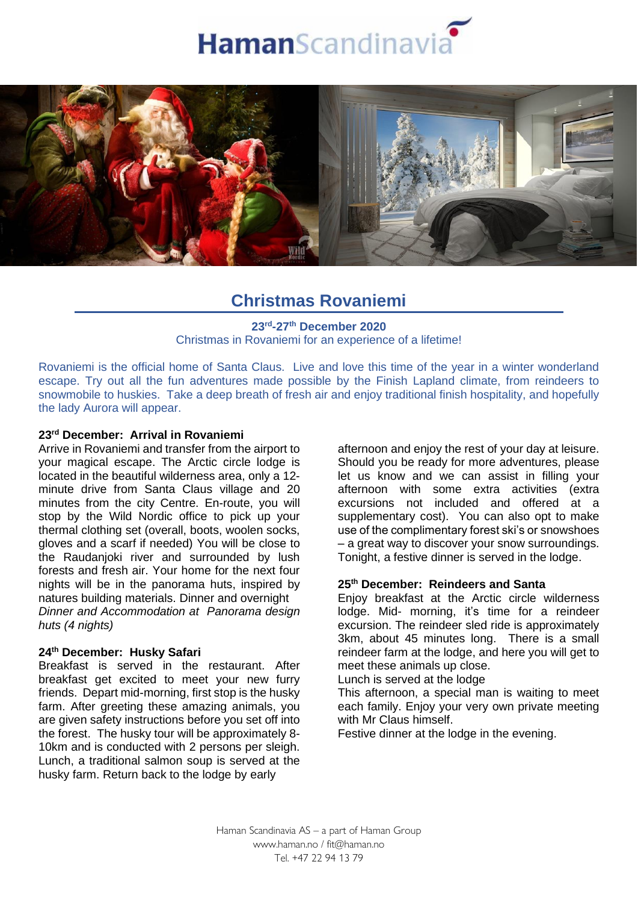# Christmas Rovaniemi

**23rd-27th December 2020**

Christmas in Rovaniemi for an experience of a lifetime!

Rovaniemi is the official home of Santa Claus. Live and love this time of the year in a winter wonderland escape. Try out all the fun adventures made possible by the Finish Lapland climate, from reindeers to snowmobile to huskies. Take a deep breath of fresh air and enjoy traditional finish hospitality, and hopefully the lady Aurora will appear.

### 23rd December: Arrival in Rovaniemi

Arrive in Rovaniemi and transfer from the airport to your magical escape. The Arctic circle lodge is located in the beautiful wilderness area, only a 12-minute drive from Santa Claus village and 20 minutes from the city Centre. En-route, you will stop by the Wild Nordic office to pick up your thermal clothing set (overall, boots, woolen socks, gloves and a scarf if needed) You will be close to the Raudanjoki river and surrounded by lush forests and fresh air. Your home for the next four nights will be in the panorama huts, inspired by natures building materials. Dinner and overnight

*Dinner and Accommodation at Panorama design huts (4 nights)*

### 24th December: Husky Safari

Breakfast is served in the restaurant. After breakfast get excited to meet your new furry friends. Depart mid-morning, first stop is the husky farm. After greeting these amazing animals, you are given safety instructions before you set off into the forest. The husky tour will be approximately 8-10km and is conducted with 2 persons per sleigh. Lunch, a traditional salmon soup is served at the husky farm. Return back to the lodge by early afternoon and enjoy the rest of your day at leisure. Should you be ready for more adventures, please let us know and we can assist in filling your afternoon with some extra activities (extra excursions not included and offered at a supplementary cost). You can also opt to make use of the complimentary forest ski's or snowshoes – a great way to discover your snow surroundings. Tonight, a festive dinner is served in the lodge.

### 25th December: Reindeers and Santa

Enjoy breakfast at the Arctic circle wilderness lodge. Mid- morning, it's time for a reindeer excursion. The reindeer sled ride is approximately 3km, about 45 minutes long. There is a small reindeer farm at the lodge, and here you will get to meet these animals up close.

Lunch is served at the lodge

This afternoon, a special man is waiting to meet each family. Enjoy your very own private meeting with Mr Claus himself.

Festive dinner at the lodge in the evening.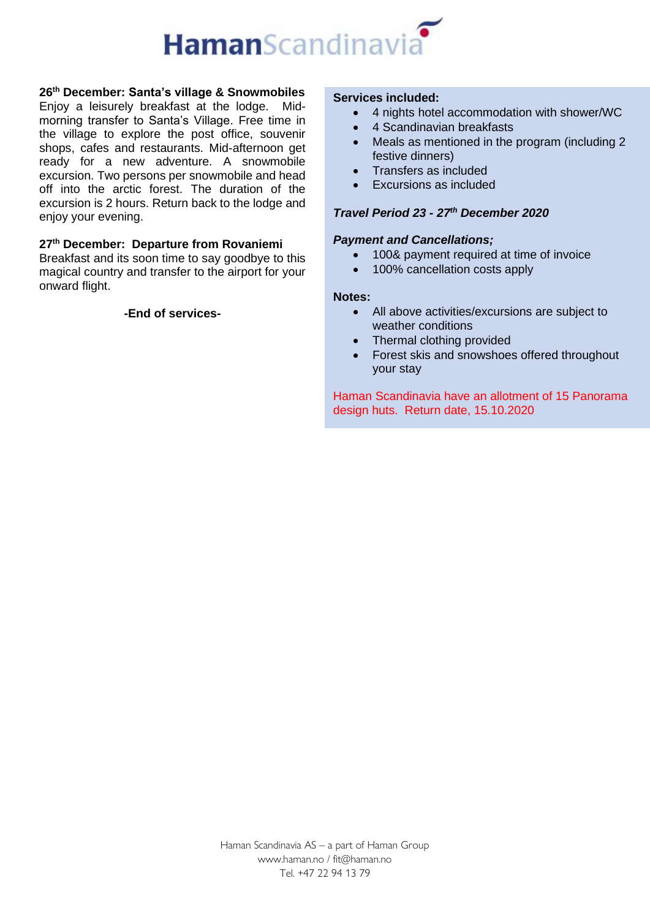**26th December: Santa's village & Snowmobiles**

Enjoy a leisurely breakfast at the lodge. Mid-morning transfer to Santa's Village. Free time in the village to explore the post office, souvenir shops, cafes and restaurants. Mid-afternoon get ready for a new adventure. A snowmobile excursion. Two persons per snowmobile and head off into the arctic forest. The duration of the excursion is 2 hours. Return back to the lodge and enjoy your evening.

**27th December: Departure from Rovaniemi**

Breakfast and its soon time to say goodbye to this magical country and transfer to the airport for your onward flight.

**-End of services-**

**Services included:**

- 4 nights hotel accommodation with shower/WC
- 4 Scandinavian breakfasts
- Meals as mentioned in the program (including 2 festive dinners)
- Transfers as included
- Excursions as included

***Travel Period 23 - 27th December 2020***

***Payment and Cancellations;***

- 100& payment required at time of invoice
- 100% cancellation costs apply

**Notes:**

- All above activities/excursions are subject to weather conditions
- Thermal clothing provided
- Forest skis and snowshoes offered throughout your stay

Haman Scandinavia have an allotment of 15 Panorama design huts. Return date, 15.10.2020